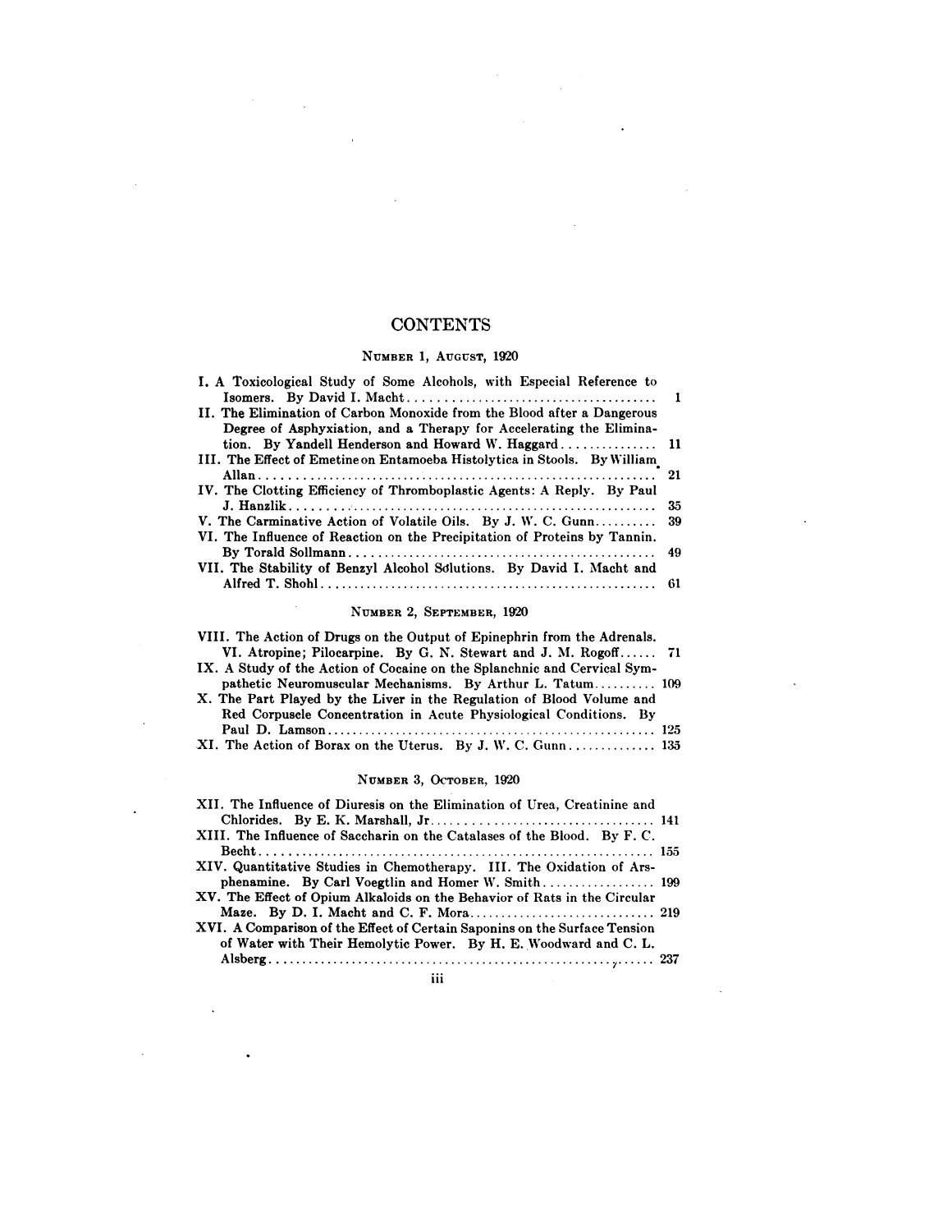# CONTENTS

## Number 1, August, 1920

I. A Toxicological Study of Some Alcohols, with Especial Reference to Isomers. By David I. Macht .......... 1

II. The Elimination of Carbon Monoxide from the Blood after a Dangerous Degree of Asphyxiation, and a Therapy for Accelerating the Elimination. By Yandell Henderson and Howard W. Haggard .......... 11

III. The Effect of Emetine on Entamoeba Histolytica in Stools. By William Allan .......... 21

IV. The Clotting Efficiency of Thromboplastic Agents: A Reply. By Paul J. Hanzlik .......... 35

V. The Carminative Action of Volatile Oils. By J. W. C. Gunn .......... 39

VI. The Influence of Reaction on the Precipitation of Proteins by Tannin. By Torald Sollmann .......... 49

VII. The Stability of Benzyl Alcohol Solutions. By David I. Macht and Alfred T. Shohl .......... 61

## Number 2, September, 1920

VIII. The Action of Drugs on the Output of Epinephrin from the Adrenals. VI. Atropine; Pilocarpine. By G. N. Stewart and J. M. Rogoff .......... 71

IX. A Study of the Action of Cocaine on the Splanchnic and Cervical Sympathetic Neuromuscular Mechanisms. By Arthur L. Tatum .......... 109

X. The Part Played by the Liver in the Regulation of Blood Volume and Red Corpuscle Concentration in Acute Physiological Conditions. By Paul D. Lamson .......... 125

XI. The Action of Borax on the Uterus. By J. W. C. Gunn .......... 135

## Number 3, October, 1920

XII. The Influence of Diuresis on the Elimination of Urea, Creatinine and Chlorides. By E. K. Marshall, Jr .......... 141

XIII. The Influence of Saccharin on the Catalases of the Blood. By F. C. Becht .......... 155

XIV. Quantitative Studies in Chemotherapy. III. The Oxidation of Arsphenamine. By Carl Voegtlin and Homer W. Smith .......... 199

XV. The Effect of Opium Alkaloids on the Behavior of Rats in the Circular Maze. By D. I. Macht and C. F. Mora .......... 219

XVI. A Comparison of the Effect of Certain Saponins on the Surface Tension of Water with Their Hemolytic Power. By H. E. Woodward and C. L. Alsberg .......... 237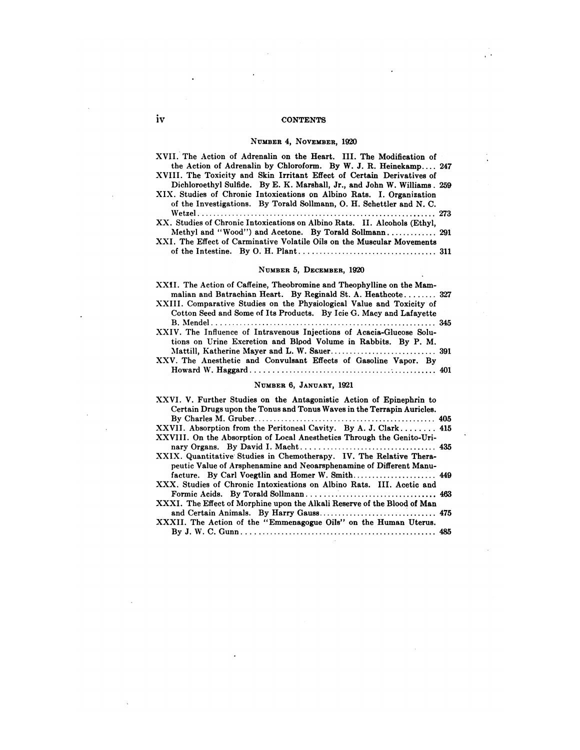## CONTENTS

### Number 4, November, 1920

XVII. The Action of Adrenalin on the Heart. III. The Modification of the Action of Adrenalin by Chloroform. By W. J. R. Heinekamp.... 247

XVIII. The Toxicity and Skin Irritant Effect of Certain Derivatives of Dichloroethyl Sulfide. By E. K. Marshall, Jr., and John W. Williams. 259

XIX. Studies of Chronic Intoxications on Albino Rats. I. Organization of the Investigations. By Torald Sollmann, O. H. Schettler and N. C. Wetzel.............................................................. 273

XX. Studies of Chronic Intoxications on Albino Rats. II. Alcohols (Ethyl, Methyl and "Wood") and Acetone. By Torald Sollmann............. 291

XXI. The Effect of Carminative Volatile Oils on the Muscular Movements of the Intestine. By O. H. Plant.................................... 311

### Number 5, December, 1920

XXII. The Action of Caffeine, Theobromine and Theophylline on the Mammalian and Batrachian Heart. By Reginald St. A. Heathcote........ 327

XXIII. Comparative Studies on the Physiological Value and Toxicity of Cotton Seed and Some of Its Products. By Icie G. Macy and Lafayette B. Mendel........................................................... 345

XXIV. The Influence of Intravenous Injections of Acacia-Glucose Solutions on Urine Excretion and Blood Volume in Rabbits. By P. M. Mattill, Katherine Mayer and L. W. Sauer............................ 391

XXV. The Anesthetic and Convulsant Effects of Gasoline Vapor. By Howard W. Haggard................................................. 401

### Number 6, January, 1921

XXVI. V. Further Studies on the Antagonistic Action of Epinephrin to Certain Drugs upon the Tonus and Tonus Waves in the Terrapin Auricles. By Charles M. Gruber................................................ 405

XXVII. Absorption from the Peritoneal Cavity. By A. J. Clark........ 415

XXVIII. On the Absorption of Local Anesthetics Through the Genito-Urinary Organs. By David I. Macht................................... 435

XXIX. Quantitative Studies in Chemotherapy. IV. The Relative Therapeutic Value of Arsphenamine and Neoarsphenamine of Different Manufacture. By Carl Voegtlin and Homer W. Smith...................... 449

XXX. Studies of Chronic Intoxications on Albino Rats. III. Acetic and Formic Acids. By Torald Sollmann.................................. 463

XXXI. The Effect of Morphine upon the Alkali Reserve of the Blood of Man and Certain Animals. By Harry Gauss............................... 475

XXXII. The Action of the "Emmenagogue Oils" on the Human Uterus. By J. W. C. Gunn................................................... 485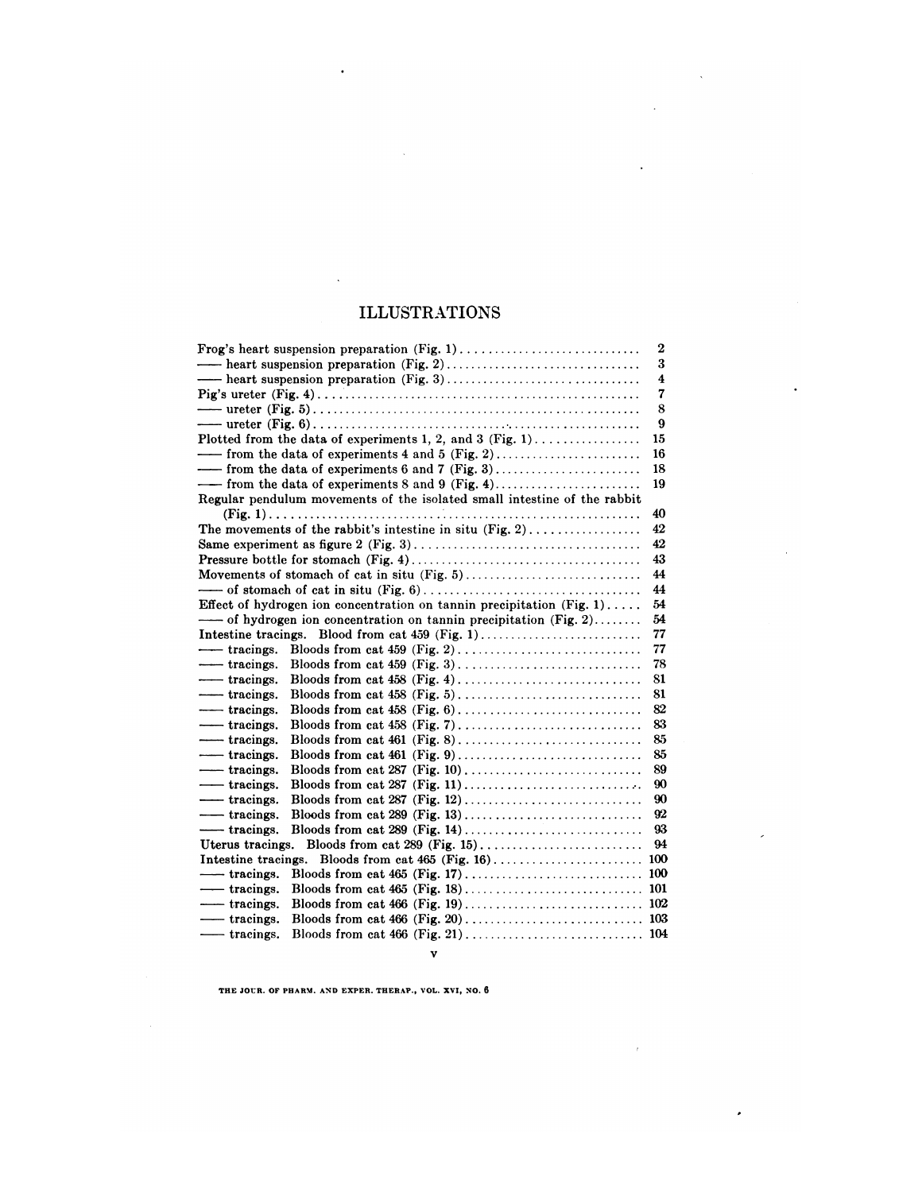# ILLUSTRATIONS

| | |
|---|---|
| Frog's heart suspension preparation (Fig. 1) | 2 |
| —— heart suspension preparation (Fig. 2) | 3 |
| —— heart suspension preparation (Fig. 3) | 4 |
| Pig's ureter (Fig. 4) | 7 |
| —— ureter (Fig. 5) | 8 |
| —— ureter (Fig. 6) | 9 |
| Plotted from the data of experiments 1, 2, and 3 (Fig. 1) | 15 |
| —— from the data of experiments 4 and 5 (Fig. 2) | 16 |
| —— from the data of experiments 6 and 7 (Fig. 3) | 18 |
| —— from the data of experiments 8 and 9 (Fig. 4) | 19 |
| Regular pendulum movements of the isolated small intestine of the rabbit (Fig. 1) | 40 |
| The movements of the rabbit's intestine in situ (Fig. 2) | 42 |
| Same experiment as figure 2 (Fig. 3) | 42 |
| Pressure bottle for stomach (Fig. 4) | 43 |
| Movements of stomach of cat in situ (Fig. 5) | 44 |
| —— of stomach of cat in situ (Fig. 6) | 44 |
| Effect of hydrogen ion concentration on tannin precipitation (Fig. 1) | 54 |
| —— of hydrogen ion concentration on tannin precipitation (Fig. 2) | 54 |
| Intestine tracings. Blood from cat 459 (Fig. 1) | 77 |
| —— tracings. Bloods from cat 459 (Fig. 2) | 77 |
| —— tracings. Bloods from cat 459 (Fig. 3) | 78 |
| —— tracings. Bloods from cat 458 (Fig. 4) | 81 |
| —— tracings. Bloods from cat 458 (Fig. 5) | 81 |
| —— tracings. Bloods from cat 458 (Fig. 6) | 82 |
| —— tracings. Bloods from cat 458 (Fig. 7) | 83 |
| —— tracings. Bloods from cat 461 (Fig. 8) | 85 |
| —— tracings. Bloods from cat 461 (Fig. 9) | 85 |
| —— tracings. Bloods from cat 287 (Fig. 10) | 89 |
| —— tracings. Bloods from cat 287 (Fig. 11) | 90 |
| —— tracings. Bloods from cat 287 (Fig. 12) | 90 |
| —— tracings. Bloods from cat 289 (Fig. 13) | 92 |
| —— tracings. Bloods from cat 289 (Fig. 14) | 93 |
| Uterus tracings. Bloods from cat 289 (Fig. 15) | 94 |
| Intestine tracings. Bloods from cat 465 (Fig. 16) | 100 |
| —— tracings. Bloods from cat 465 (Fig. 17) | 100 |
| —— tracings. Bloods from cat 465 (Fig. 18) | 101 |
| —— tracings. Bloods from cat 466 (Fig. 19) | 102 |
| —— tracings. Bloods from cat 466 (Fig. 20) | 103 |
| —— tracings. Bloods from cat 466 (Fig. 21) | 104 |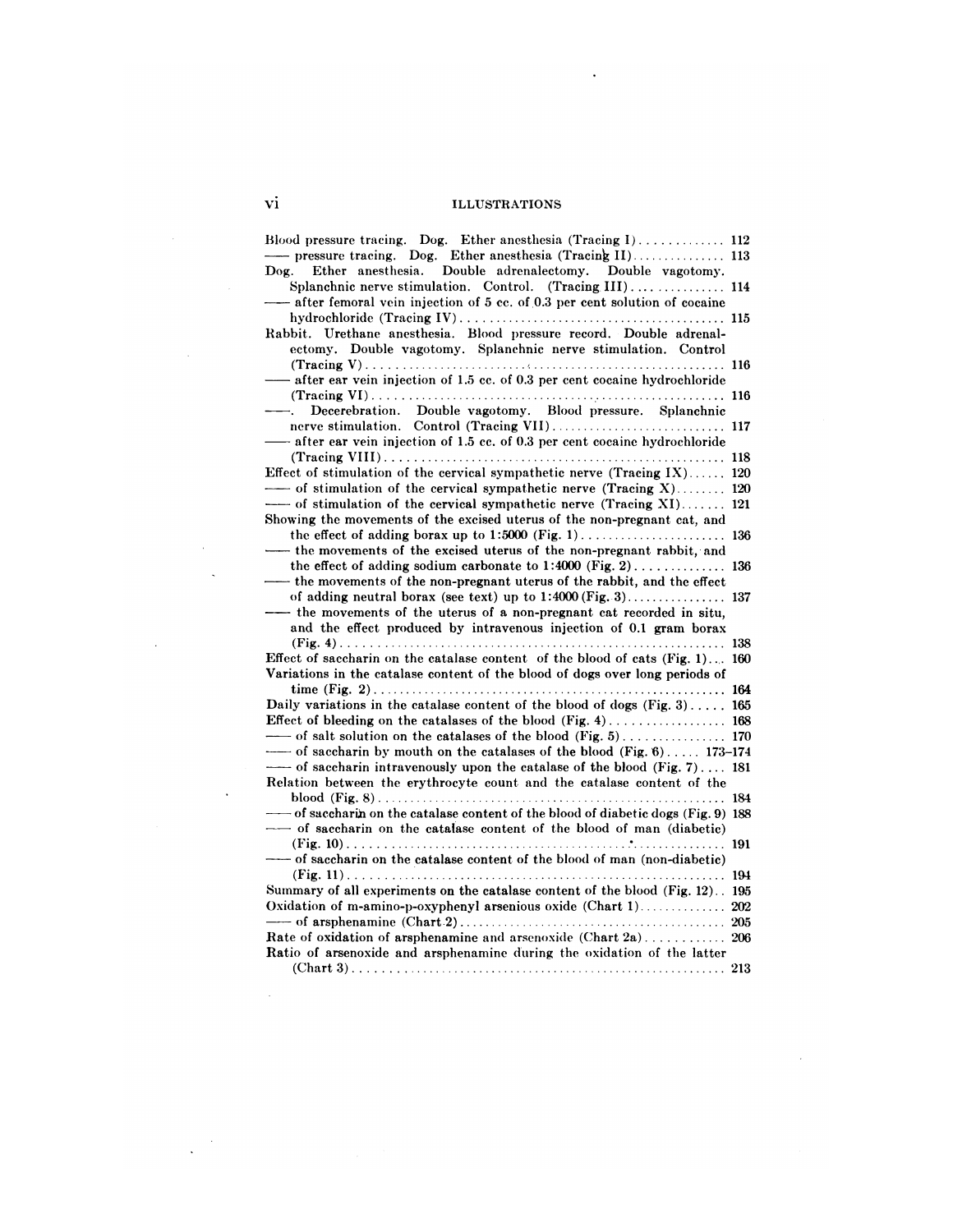## ILLUSTRATIONS

Blood pressure tracing. Dog. Ether anesthesia (Tracing I) .......... 112
—— pressure tracing. Dog. Ether anesthesia (Tracing II) .......... 113
Dog. Ether anesthesia. Double adrenalectomy. Double vagotomy. Splanchnic nerve stimulation. Control. (Tracing III) .......... 114
—— after femoral vein injection of 5 cc. of 0.3 per cent solution of cocaine hydrochloride (Tracing IV) .......... 115
Rabbit. Urethane anesthesia. Blood pressure record. Double adrenalectomy. Double vagotomy. Splanchnic nerve stimulation. Control (Tracing V) .......... 116
—— after ear vein injection of 1.5 cc. of 0.3 per cent cocaine hydrochloride (Tracing VI) .......... 116
——. Decerebration. Double vagotomy. Blood pressure. Splanchnic nerve stimulation. Control (Tracing VII) .......... 117
—— after ear vein injection of 1.5 cc. of 0.3 per cent cocaine hydrochloride (Tracing VIII) .......... 118
Effect of stimulation of the cervical sympathetic nerve (Tracing IX) .......... 120
—— of stimulation of the cervical sympathetic nerve (Tracing X) .......... 120
—— of stimulation of the cervical sympathetic nerve (Tracing XI) .......... 121
Showing the movements of the excised uterus of the non-pregnant cat, and the effect of adding borax up to 1:5000 (Fig. 1) .......... 136
—— the movements of the excised uterus of the non-pregnant rabbit, and the effect of adding sodium carbonate to 1:4000 (Fig. 2) .......... 136
—— the movements of the non-pregnant uterus of the rabbit, and the effect of adding neutral borax (see text) up to 1:4000 (Fig. 3) .......... 137
—— the movements of the uterus of a non-pregnant cat recorded in situ, and the effect produced by intravenous injection of 0.1 gram borax (Fig. 4) .......... 138
Effect of saccharin on the catalase content of the blood of cats (Fig. 1) .......... 160
Variations in the catalase content of the blood of dogs over long periods of time (Fig. 2) .......... 164
Daily variations in the catalase content of the blood of dogs (Fig. 3) .......... 165
Effect of bleeding on the catalases of the blood (Fig. 4) .......... 168
—— of salt solution on the catalases of the blood (Fig. 5) .......... 170
—— of saccharin by mouth on the catalases of the blood (Fig. 6) .......... 173–174
—— of saccharin intravenously upon the catalase of the blood (Fig. 7) .......... 181
Relation between the erythrocyte count and the catalase content of the blood (Fig. 8) .......... 184
—— of saccharin on the catalase content of the blood of diabetic dogs (Fig. 9) 188
—— of saccharin on the catalase content of the blood of man (diabetic) (Fig. 10) .......... 191
—— of saccharin on the catalase content of the blood of man (non-diabetic) (Fig. 11) .......... 194
Summary of all experiments on the catalase content of the blood (Fig. 12) .......... 195
Oxidation of m-amino-p-oxyphenyl arsenious oxide (Chart 1) .......... 202
—— of arsphenamine (Chart 2) .......... 205
Rate of oxidation of arsphenamine and arsenoxide (Chart 2a) .......... 206
Ratio of arsenoxide and arsphenamine during the oxidation of the latter (Chart 3) .......... 213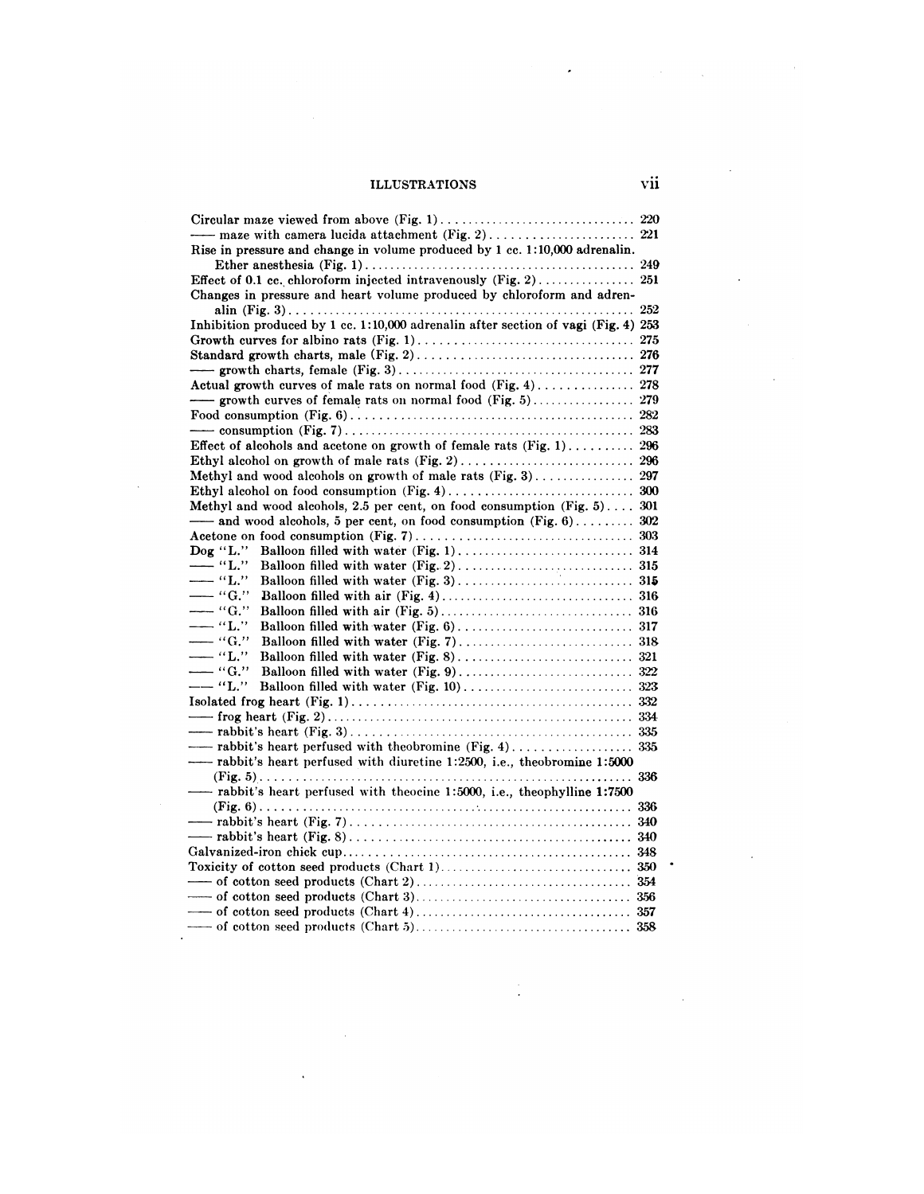## ILLUSTRATIONS

Circular maze viewed from above (Fig. 1)................................ 220
—— maze with camera lucida attachment (Fig. 2)........................ 221
Rise in pressure and change in volume produced by 1 cc. 1:10,000 adrenalin. Ether anesthesia (Fig. 1)................................ 249
Effect of 0.1 cc. chloroform injected intravenously (Fig. 2)................ 251
Changes in pressure and heart volume produced by chloroform and adrenalin (Fig. 3)................................ 252
Inhibition produced by 1 cc. 1:10,000 adrenalin after section of vagi (Fig. 4) 253
Growth curves for albino rats (Fig. 1)................................ 275
Standard growth charts, male (Fig. 2)................................ 276
—— growth charts, female (Fig. 3)................................ 277
Actual growth curves of male rats on normal food (Fig. 4)............... 278
—— growth curves of female rats on normal food (Fig. 5)................ 279
Food consumption (Fig. 6)................................ 282
—— consumption (Fig. 7)................................ 283
Effect of alcohols and acetone on growth of female rats (Fig. 1).......... 296
Ethyl alcohol on growth of male rats (Fig. 2)................................ 296
Methyl and wood alcohols on growth of male rats (Fig. 3)................ 297
Ethyl alcohol on food consumption (Fig. 4)................................ 300
Methyl and wood alcohols, 2.5 per cent, on food consumption (Fig. 5).... 301
—— and wood alcohols, 5 per cent, on food consumption (Fig. 6)......... 302
Acetone on food consumption (Fig. 7)................................ 303
Dog "L." Balloon filled with water (Fig. 1)................................ 314
—— "L." Balloon filled with water (Fig. 2)................................ 315
—— "L." Balloon filled with water (Fig. 3)................................ 315
—— "G." Balloon filled with air (Fig. 4)................................ 316
—— "G." Balloon filled with air (Fig. 5)................................ 316
—— "L." Balloon filled with water (Fig. 6)................................ 317
—— "G." Balloon filled with water (Fig. 7)................................ 318
—— "L." Balloon filled with water (Fig. 8)................................ 321
—— "G." Balloon filled with water (Fig. 9)................................ 322
—— "L." Balloon filled with water (Fig. 10)................................ 323
Isolated frog heart (Fig. 1)................................ 332
—— frog heart (Fig. 2)................................ 334
—— rabbit's heart (Fig. 3)................................ 335
—— rabbit's heart perfused with theobromine (Fig. 4)................... 335
—— rabbit's heart perfused with diuretine 1:2500, i.e., theobromine 1:5000 (Fig. 5)................................ 336
—— rabbit's heart perfused with theocine 1:5000, i.e., theophylline 1:7500 (Fig. 6)................................ 336
—— rabbit's heart (Fig. 7)................................ 340
—— rabbit's heart (Fig. 8)................................ 340
Galvanized-iron chick cup................................ 348
Toxicity of cotton seed products (Chart 1)................................ 350
—— of cotton seed products (Chart 2)................................ 354
—— of cotton seed products (Chart 3)................................ 356
—— of cotton seed products (Chart 4)................................ 357
—— of cotton seed products (Chart 5)................................ 358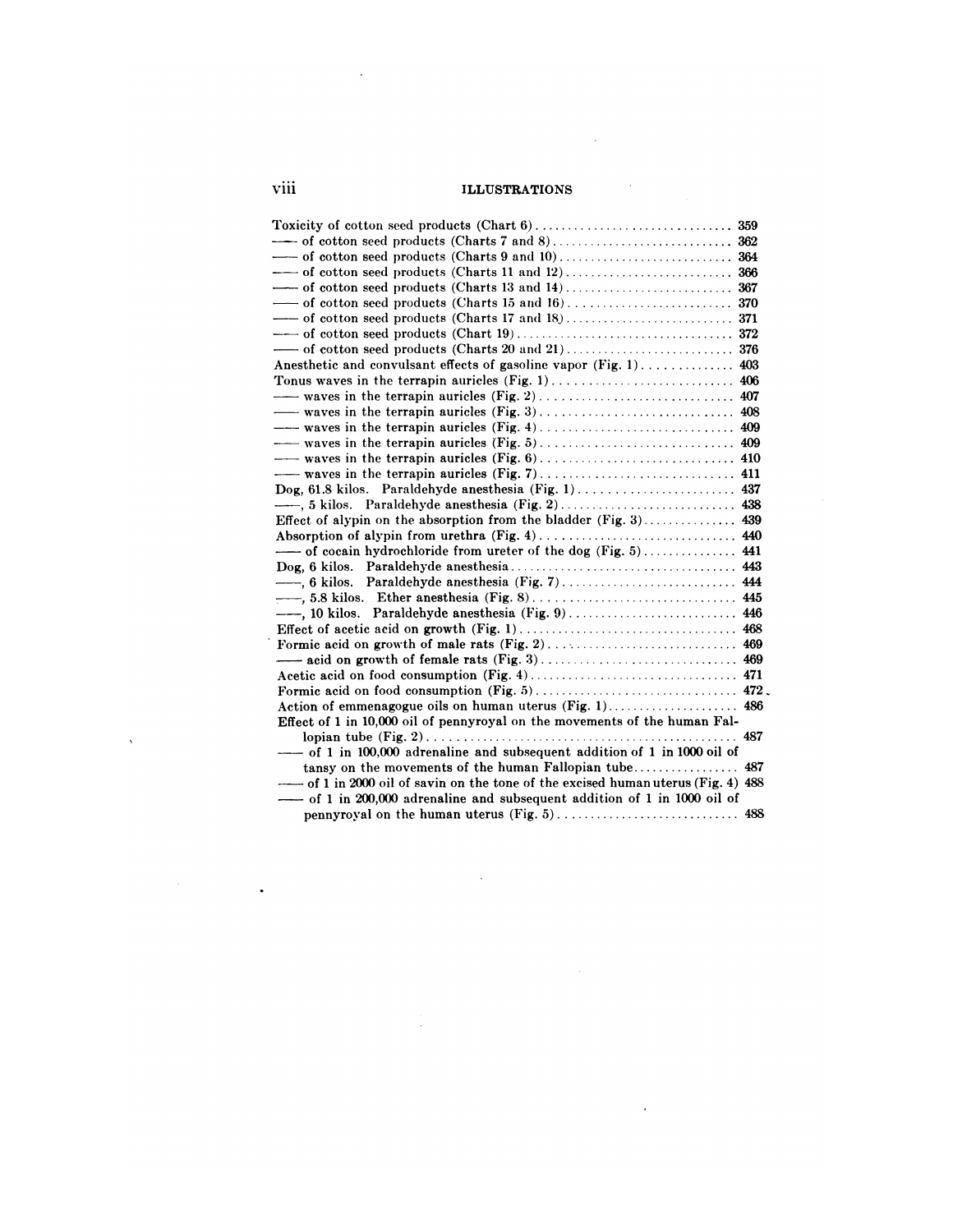## ILLUSTRATIONS

Toxicity of cotton seed products (Chart 6) . . . . . . . . . . . . . . . . . . . . . . . . . . . . . . . 359
—— of cotton seed products (Charts 7 and 8) . . . . . . . . . . . . . . . . . . . . . . . . . . . . . 362
—— of cotton seed products (Charts 9 and 10) . . . . . . . . . . . . . . . . . . . . . . . . . . . . 364
—— of cotton seed products (Charts 11 and 12) . . . . . . . . . . . . . . . . . . . . . . . . . . . 366
—— of cotton seed products (Charts 13 and 14) . . . . . . . . . . . . . . . . . . . . . . . . . . . 367
—— of cotton seed products (Charts 15 and 16) . . . . . . . . . . . . . . . . . . . . . . . . . . . 370
—— of cotton seed products (Charts 17 and 18) . . . . . . . . . . . . . . . . . . . . . . . . . . . 371
—— of cotton seed products (Chart 19) . . . . . . . . . . . . . . . . . . . . . . . . . . . . . . . . . . 372
—— of cotton seed products (Charts 20 and 21) . . . . . . . . . . . . . . . . . . . . . . . . . . . 376
Anesthetic and convulsant effects of gasoline vapor (Fig. 1) . . . . . . . . . . . . . . 403
Tonus waves in the terrapin auricles (Fig. 1) . . . . . . . . . . . . . . . . . . . . . . . . . . . . 406
—— waves in the terrapin auricles (Fig. 2) . . . . . . . . . . . . . . . . . . . . . . . . . . . . . . 407
—— waves in the terrapin auricles (Fig. 3) . . . . . . . . . . . . . . . . . . . . . . . . . . . . . . 408
—— waves in the terrapin auricles (Fig. 4) . . . . . . . . . . . . . . . . . . . . . . . . . . . . . . 409
—— waves in the terrapin auricles (Fig. 5) . . . . . . . . . . . . . . . . . . . . . . . . . . . . . . 409
—— waves in the terrapin auricles (Fig. 6) . . . . . . . . . . . . . . . . . . . . . . . . . . . . . . 410
—— waves in the terrapin auricles (Fig. 7) . . . . . . . . . . . . . . . . . . . . . . . . . . . . . . 411
Dog, 61.8 kilos. Paraldehyde anesthesia (Fig. 1) . . . . . . . . . . . . . . . . . . . . . . . . 437
——, 5 kilos. Paraldehyde anesthesia (Fig. 2) . . . . . . . . . . . . . . . . . . . . . . . . . . . . 438
Effect of alypin on the absorption from the bladder (Fig. 3) . . . . . . . . . . . . . . 439
Absorption of alypin from urethra (Fig. 4) . . . . . . . . . . . . . . . . . . . . . . . . . . . . . . 440
—— of cocain hydrochloride from ureter of the dog (Fig. 5) . . . . . . . . . . . . . . 441
Dog, 6 kilos. Paraldehyde anesthesia . . . . . . . . . . . . . . . . . . . . . . . . . . . . . . . . . . . 443
——, 6 kilos. Paraldehyde anesthesia (Fig. 7) . . . . . . . . . . . . . . . . . . . . . . . . . . . . 444
——, 5.8 kilos. Ether anesthesia (Fig. 8) . . . . . . . . . . . . . . . . . . . . . . . . . . . . . . . . 445
——, 10 kilos. Paraldehyde anesthesia (Fig. 9) . . . . . . . . . . . . . . . . . . . . . . . . . . . 446
Effect of acetic acid on growth (Fig. 1) . . . . . . . . . . . . . . . . . . . . . . . . . . . . . . . . . . 468
Formic acid on growth of male rats (Fig. 2) . . . . . . . . . . . . . . . . . . . . . . . . . . . . . 469
—— acid on growth of female rats (Fig. 3) . . . . . . . . . . . . . . . . . . . . . . . . . . . . . . 469
Acetic acid on food consumption (Fig. 4) . . . . . . . . . . . . . . . . . . . . . . . . . . . . . . . . 471
Formic acid on food consumption (Fig. 5) . . . . . . . . . . . . . . . . . . . . . . . . . . . . . . . 472
Action of emmenagogue oils on human uterus (Fig. 1) . . . . . . . . . . . . . . . . . . . . 486
Effect of 1 in 10,000 oil of pennyroyal on the movements of the human Fallopian tube (Fig. 2) . . . . . . . . . . . . . . . . . . . . . . . . . . . . . . . . . . . . . . . . . . . . . . . . 487
—— of 1 in 100,000 adrenaline and subsequent addition of 1 in 1000 oil of tansy on the movements of the human Fallopian tube . . . . . . . . . . . . . . . . . 487
—— of 1 in 2000 oil of savin on the tone of the excised human uterus (Fig. 4) 488
—— of 1 in 200,000 adrenaline and subsequent addition of 1 in 1000 oil of pennyroyal on the human uterus (Fig. 5) . . . . . . . . . . . . . . . . . . . . . . . . . . . . . 488